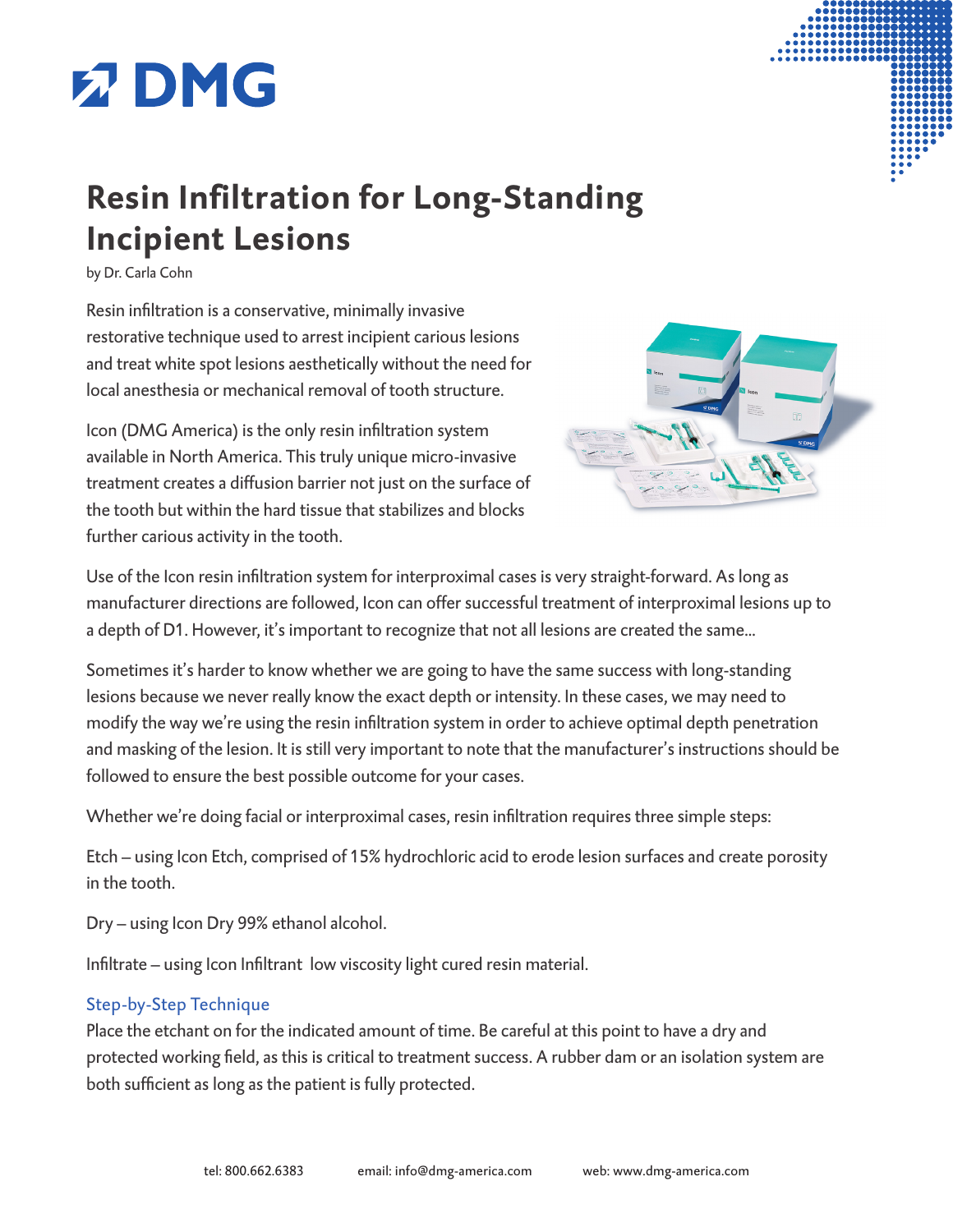DMG

# Resin Infiltration for Long-Standing Incipient Lesions

by Dr. Carla Cohn

Resin infiltration is a conservative, minimally invasive restorative technique used to arrest incipient carious lesions and treat white spot lesions aesthetically without the need for local anesthesia or mechanical removal of tooth structure.

Icon (DMG America) is the only resin infiltration system available in North America. This truly unique micro-invasive treatment creates a diffusion barrier not just on the surface of the tooth but within the hard tissue that stabilizes and blocks further carious activity in the tooth.

Use of the Icon resin infiltration system for interproximal cases is very straight-forward. As long as manufacturer directions are followed, Icon can offer successful treatment of interproximal lesions up to a depth of D1. However, it's important to recognize that not all lesions are created the same...

Sometimes it's harder to know whether we are going to have the same success with long-standing lesions because we never really know the exact depth or intensity. In these cases, we may need to modify the way we're using the resin infiltration system in order to achieve optimal depth penetration and masking of the lesion. It is still very important to note that the manufacturer's instructions should be followed to ensure the best possible outcome for your cases.

Whether we're doing facial or interproximal cases, resin infiltration requires three simple steps:

Etch – using Icon Etch, comprised of 15% hydrochloric acid to erode lesion surfaces and create porosity in the tooth.

Dry – using Icon Dry 99% ethanol alcohol.

Infiltrate – using Icon Infiltrant low viscosity light cured resin material.

## Step-by-Step Technique

Place the etchant on for the indicated amount of time. Be careful at this point to have a dry and protected working field, as this is critical to treatment success. A rubber dam or an isolation system are both sufficient as long as the patient is fully protected.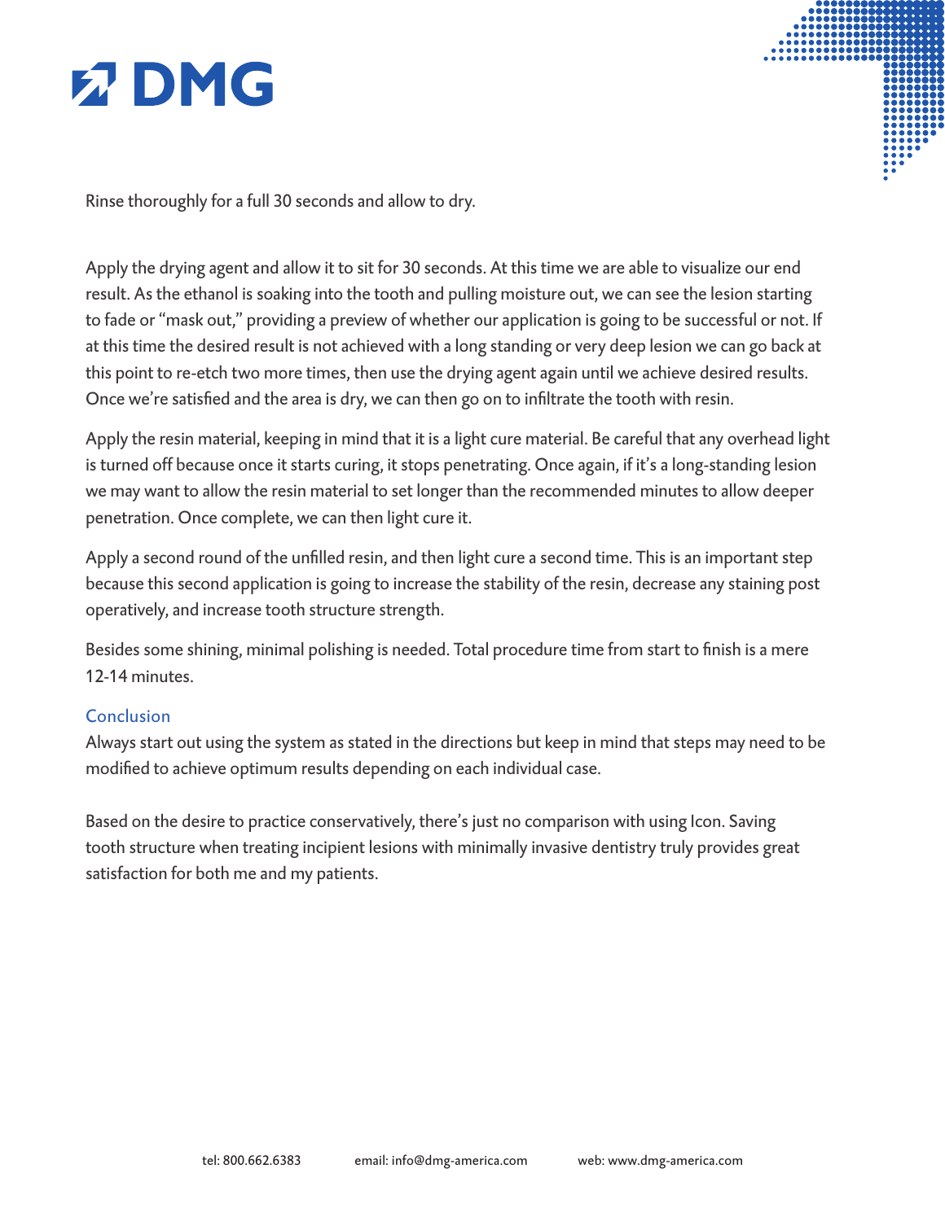Rinse thoroughly for a full 30 seconds and allow to dry.

Apply the drying agent and allow it to sit for 30 seconds. At this time we are able to visualize our end result. As the ethanol is soaking into the tooth and pulling moisture out, we can see the lesion starting to fade or "mask out," providing a preview of whether our application is going to be successful or not. If at this time the desired result is not achieved with a long standing or very deep lesion we can go back at this point to re-etch two more times, then use the drying agent again until we achieve desired results. Once we're satisfied and the area is dry, we can then go on to infiltrate the tooth with resin.

Apply the resin material, keeping in mind that it is a light cure material. Be careful that any overhead light is turned off because once it starts curing, it stops penetrating. Once again, if it's a long-standing lesion we may want to allow the resin material to set longer than the recommended minutes to allow deeper penetration. Once complete, we can then light cure it.

Apply a second round of the unfilled resin, and then light cure a second time. This is an important step because this second application is going to increase the stability of the resin, decrease any staining post operatively, and increase tooth structure strength.

Besides some shining, minimal polishing is needed. Total procedure time from start to finish is a mere 12-14 minutes.

## Conclusion

Always start out using the system as stated in the directions but keep in mind that steps may need to be modified to achieve optimum results depending on each individual case.

Based on the desire to practice conservatively, there's just no comparison with using Icon. Saving tooth structure when treating incipient lesions with minimally invasive dentistry truly provides great satisfaction for both me and my patients.